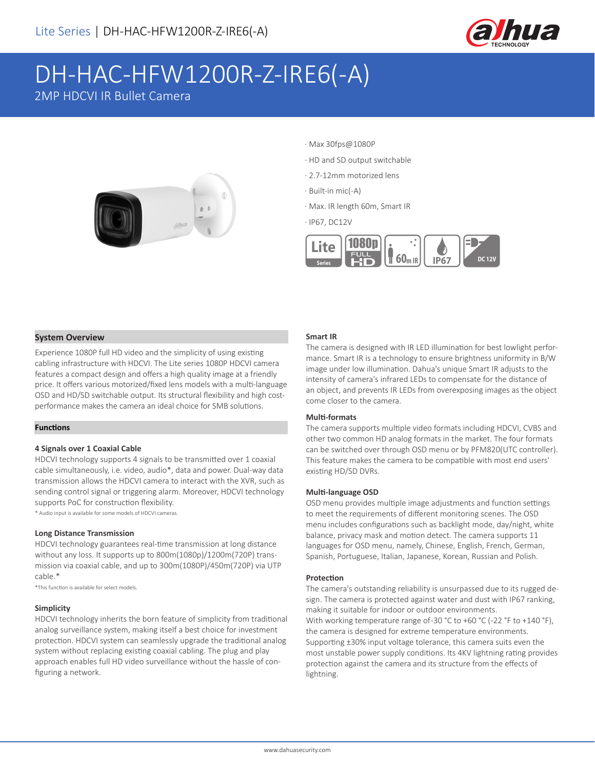# DH-HAC-HFW1200R-Z-IRE6(-A)

2MP HDCVI IR Bullet Camera

- Max 30fps@1080P
- HD and SD output switchable
- 2.7-12mm motorized lens
- Built-in mic(-A)
- Max. IR length 60m, Smart IR
- IP67, DC12V

## System Overview

Experience 1080P full HD video and the simplicity of using existing cabling infrastructure with HDCVI. The Lite series 1080P HDCVI camera features a compact design and offers a high quality image at a friendly price. It offers various motorized/fixed lens models with a multi-language OSD and HD/SD switchable output. Its structural flexibility and high cost-performance makes the camera an ideal choice for SMB solutions.

## Functions

### 4 Signals over 1 Coaxial Cable

HDCVI technology supports 4 signals to be transmitted over 1 coaxial cable simultaneously, i.e. video, audio*, data and power. Dual-way data transmission allows the HDCVI camera to interact with the XVR, such as sending control signal or triggering alarm. Moreover, HDCVI technology supports PoC for construction flexibility.

* Audio input is available for some models of HDCVI cameras.

### Long Distance Transmission

HDCVI technology guarantees real-time transmission at long distance without any loss. It supports up to 800m(1080p)/1200m(720P) transmission via coaxial cable, and up to 300m(1080P)/450m(720P) via UTP cable.*

*This function is available for select models.

### Simplicity

HDCVI technology inherits the born feature of simplicity from traditional analog surveillance system, making itself a best choice for investment protection. HDCVI system can seamlessly upgrade the traditional analog system without replacing existing coaxial cabling. The plug and play approach enables full HD video surveillance without the hassle of configuring a network.

### Smart IR

The camera is designed with IR LED illumination for best lowlight performance. Smart IR is a technology to ensure brightness uniformity in B/W image under low illumination. Dahua's unique Smart IR adjusts to the intensity of camera's infrared LEDs to compensate for the distance of an object, and prevents IR LEDs from overexposing images as the object come closer to the camera.

### Multi-formats

The camera supports multiple video formats including HDCVI, CVBS and other two common HD analog formats in the market. The four formats can be switched over through OSD menu or by PFM820(UTC controller). This feature makes the camera to be compatible with most end users' existing HD/SD DVRs.

### Multi-language OSD

OSD menu provides multiple image adjustments and function settings to meet the requirements of different monitoring scenes. The OSD menu includes configurations such as backlight mode, day/night, white balance, privacy mask and motion detect. The camera supports 11 languages for OSD menu, namely, Chinese, English, French, German, Spanish, Portuguese, Italian, Japanese, Korean, Russian and Polish.

### Protection

The camera's outstanding reliability is unsurpassed due to its rugged design. The camera is protected against water and dust with IP67 ranking, making it suitable for indoor or outdoor environments.
With working temperature range of-30 °C to +60 °C (-22 °F to +140 °F), the camera is designed for extreme temperature environments. Supporting ±30% input voltage tolerance, this camera suits even the most unstable power supply conditions. Its 4KV lightning rating provides protection against the camera and its structure from the effects of lightning.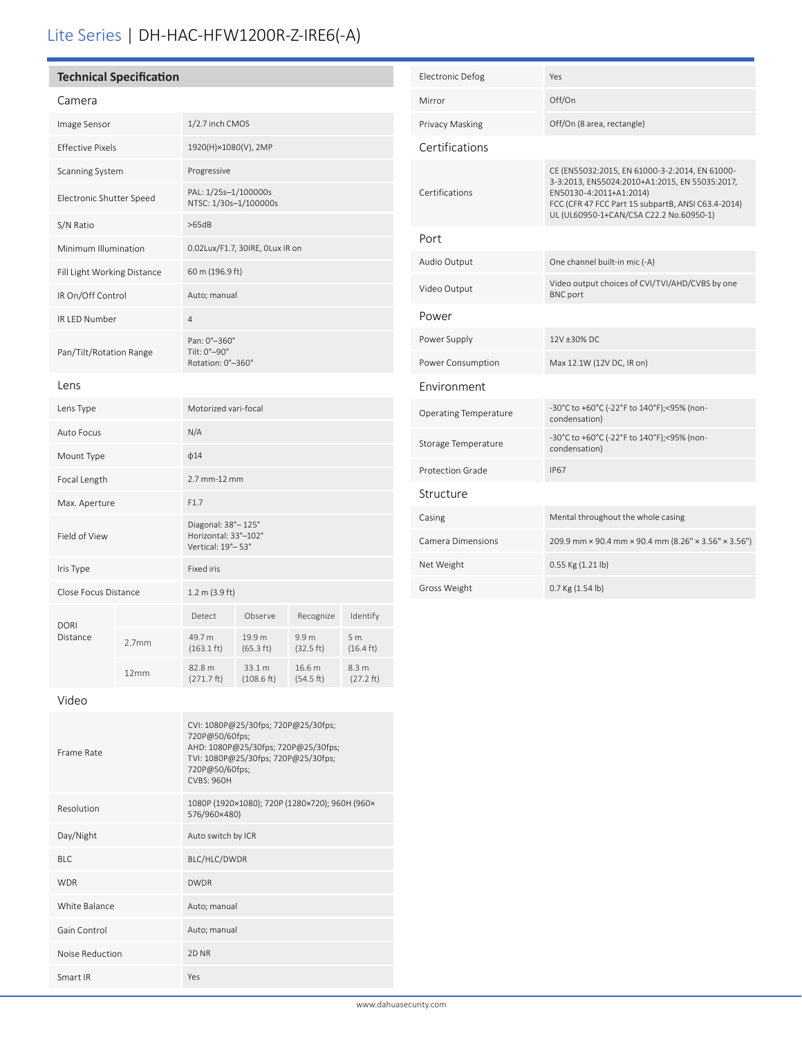# Lite Series | DH-HAC-HFW1200R-Z-IRE6(-A)

## Technical Specification

### Camera

| | |
|---|---|
| Image Sensor | 1/2.7 inch CMOS |
| Effective Pixels | 1920(H)×1080(V), 2MP |
| Scanning System | Progressive |
| Electronic Shutter Speed | PAL: 1/25s–1/100000s<br>NTSC: 1/30s–1/100000s |
| S/N Ratio | >65dB |
| Minimum Illumination | 0.02Lux/F1.7, 30IRE, 0Lux IR on |
| Fill Light Working Distance | 60 m (196.9 ft) |
| IR On/Off Control | Auto; manual |
| IR LED Number | 4 |
| Pan/Tilt/Rotation Range | Pan: 0°–360°<br>Tilt: 0°–90°<br>Rotation: 0°–360° |

### Lens

| | |
|---|---|
| Lens Type | Motorized vari-focal |
| Auto Focus | N/A |
| Mount Type | ф14 |
| Focal Length | 2.7 mm-12 mm |
| Max. Aperture | F1.7 |
| Field of View | Diagonal: 38°– 125°<br>Horizontal: 33°–102°<br>Vertical: 19°– 53° |
| Iris Type | Fixed iris |
| Close Focus Distance | 1.2 m (3.9 ft) |

| DORI Distance | | Detect | Observe | Recognize | Identify |
|---|---|---|---|---|---|
| | 2.7mm | 49.7 m (163.1 ft) | 19.9 m (65.3 ft) | 9.9 m (32.5 ft) | 5 m (16.4 ft) |
| | 12mm | 82.8 m (271.7 ft) | 33.1 m (108.6 ft) | 16.6 m (54.5 ft) | 8.3 m (27.2 ft) |

### Video

| | |
|---|---|
| Frame Rate | CVI: 1080P@25/30fps; 720P@25/30fps; 720P@50/60fps;<br>AHD: 1080P@25/30fps; 720P@25/30fps;<br>TVI: 1080P@25/30fps; 720P@25/30fps; 720P@50/60fps;<br>CVBS: 960H |
| Resolution | 1080P (1920×1080); 720P (1280×720); 960H (960×576/960×480) |
| Day/Night | Auto switch by ICR |
| BLC | BLC/HLC/DWDR |
| WDR | DWDR |
| White Balance | Auto; manual |
| Gain Control | Auto; manual |
| Noise Reduction | 2D NR |
| Smart IR | Yes |
| Electronic Defog | Yes |
| Mirror | Off/On |
| Privacy Masking | Off/On (8 area, rectangle) |

### Certifications

| | |
|---|---|
| Certifications | CE (EN55032:2015, EN 61000-3-2:2014, EN 61000-3-3:2013, EN55024:2010+A1:2015, EN 55035:2017, EN50130-4:2011+A1:2014)<br>FCC (CFR 47 FCC Part 15 subpartB, ANSI C63.4-2014)<br>UL (UL60950-1+CAN/CSA C22.2 No.60950-1) |

### Port

| | |
|---|---|
| Audio Output | One channel built-in mic (-A) |
| Video Output | Video output choices of CVI/TVI/AHD/CVBS by one BNC port |

### Power

| | |
|---|---|
| Power Supply | 12V ±30% DC |
| Power Consumption | Max 12.1W (12V DC, IR on) |

### Environment

| | |
|---|---|
| Operating Temperature | -30°C to +60°C (-22°F to 140°F);<95% (non-condensation) |
| Storage Temperature | -30°C to +60°C (-22°F to 140°F);<95% (non-condensation) |
| Protection Grade | IP67 |

### Structure

| | |
|---|---|
| Casing | Mental throughout the whole casing |
| Camera Dimensions | 209.9 mm × 90.4 mm × 90.4 mm (8.26" × 3.56" × 3.56") |
| Net Weight | 0.55 Kg (1.21 lb) |
| Gross Weight | 0.7 Kg (1.54 lb) |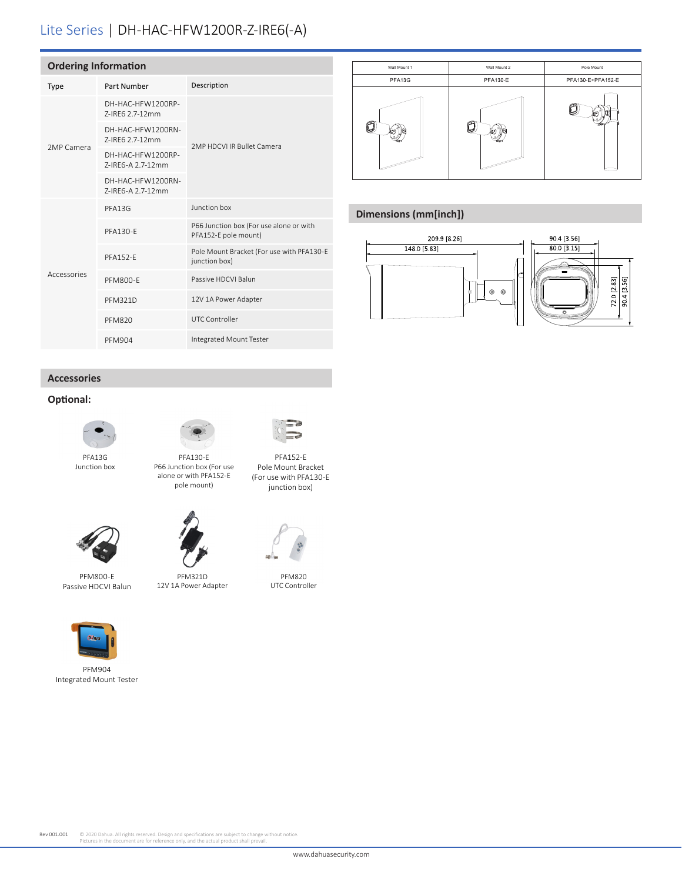# Lite Series | DH-HAC-HFW1200R-Z-IRE6(-A)

## Ordering Information

| Type | Part Number | Description |
|---|---|---|
| 2MP Camera | DH-HAC-HFW1200RP-Z-IRE6 2.7-12mm | 2MP HDCVI IR Bullet Camera |
| | DH-HAC-HFW1200RN-Z-IRE6 2.7-12mm | |
| | DH-HAC-HFW1200RP-Z-IRE6-A 2.7-12mm | |
| | DH-HAC-HFW1200RN-Z-IRE6-A 2.7-12mm | |
| Accessories | PFA13G | Junction box |
| | PFA130-E | P66 Junction box (For use alone or with PFA152-E pole mount) |
| | PFA152-E | Pole Mount Bracket (For use with PFA130-E junction box) |
| | PFM800-E | Passive HDCVI Balun |
| | PFM321D | 12V 1A Power Adapter |
| | PFM820 | UTC Controller |
| | PFM904 | Integrated Mount Tester |

| Wall Mount 1 | Wall Mount 2 | Pole Mount |
|---|---|---|
| PFA13G | PFA130-E | PFA130-E+PFA152-E |

## Dimensions (mm[inch])

209.9 [8.26]
148.0 [5.83]
90.4 [3.56]
80.0 [3.15]
72.0 [2.83]
90.4 [3.56]

## Accessories

### Optional:

PFA13G
Junction box

PFA130-E
P66 Junction box (For use alone or with PFA152-E pole mount)

PFA152-E
Pole Mount Bracket (For use with PFA130-E junction box)

PFM800-E
Passive HDCVI Balun

PFM321D
12V 1A Power Adapter

PFM820
UTC Controller

PFM904
Integrated Mount Tester

Rev 001.001 © 2020 Dahua. All rights reserved. Design and specifications are subject to change without notice. Pictures in the document are for reference only, and the actual product shall prevail.

www.dahuasecurity.com